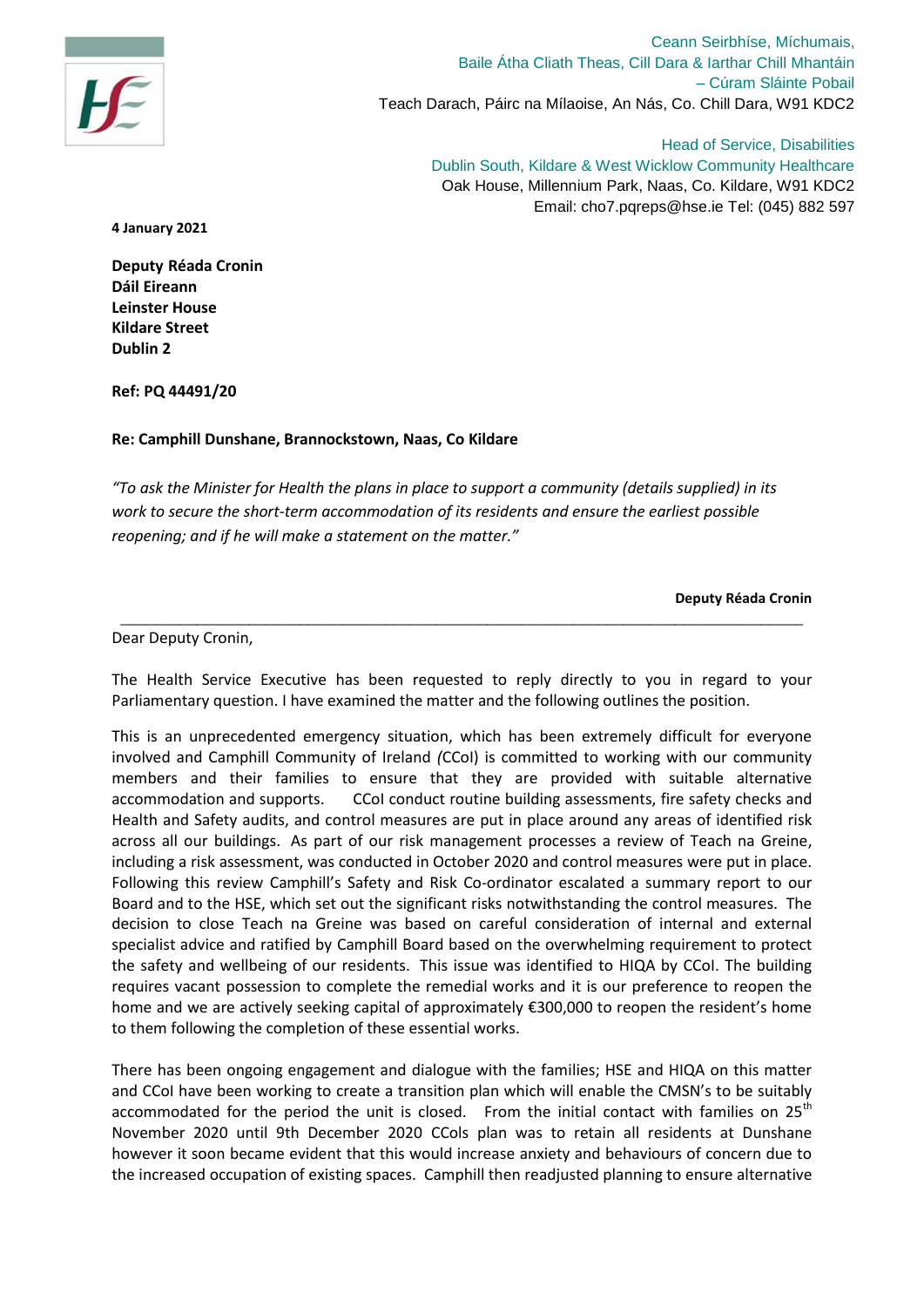Ceann Seirbhíse, Míchumais,
Baile Átha Cliath Theas, Cill Dara & Iarthar Chill Mhantáin
– Cúram Sláinte Pobail
Teach Darach, Páirc na Mílaoise, An Nás, Co. Chill Dara, W91 KDC2

Head of Service, Disabilities
Dublin South, Kildare & West Wicklow Community Healthcare
Oak House, Millennium Park, Naas, Co. Kildare, W91 KDC2
Email: cho7.pqreps@hse.ie Tel: (045) 882 597

**4 January 2021**

**Deputy Réada Cronin**
**Dáil Eireann**
**Leinster House**
**Kildare Street**
**Dublin 2**

**Ref: PQ 44491/20**

**Re: Camphill Dunshane, Brannockstown, Naas, Co Kildare**

*"To ask the Minister for Health the plans in place to support a community (details supplied) in its work to secure the short-term accommodation of its residents and ensure the earliest possible reopening; and if he will make a statement on the matter."*

**Deputy Réada Cronin**

---

Dear Deputy Cronin,

The Health Service Executive has been requested to reply directly to you in regard to your Parliamentary question. I have examined the matter and the following outlines the position.

This is an unprecedented emergency situation, which has been extremely difficult for everyone involved and Camphill Community of Ireland (CCoI) is committed to working with our community members and their families to ensure that they are provided with suitable alternative accommodation and supports. CCoI conduct routine building assessments, fire safety checks and Health and Safety audits, and control measures are put in place around any areas of identified risk across all our buildings. As part of our risk management processes a review of Teach na Greine, including a risk assessment, was conducted in October 2020 and control measures were put in place. Following this review Camphill's Safety and Risk Co-ordinator escalated a summary report to our Board and to the HSE, which set out the significant risks notwithstanding the control measures. The decision to close Teach na Greine was based on careful consideration of internal and external specialist advice and ratified by Camphill Board based on the overwhelming requirement to protect the safety and wellbeing of our residents. This issue was identified to HIQA by CCoI. The building requires vacant possession to complete the remedial works and it is our preference to reopen the home and we are actively seeking capital of approximately €300,000 to reopen the resident's home to them following the completion of these essential works.

There has been ongoing engagement and dialogue with the families; HSE and HIQA on this matter and CCoI have been working to create a transition plan which will enable the CMSN's to be suitably accommodated for the period the unit is closed. From the initial contact with families on 25th November 2020 until 9th December 2020 CCols plan was to retain all residents at Dunshane however it soon became evident that this would increase anxiety and behaviours of concern due to the increased occupation of existing spaces. Camphill then readjusted planning to ensure alternative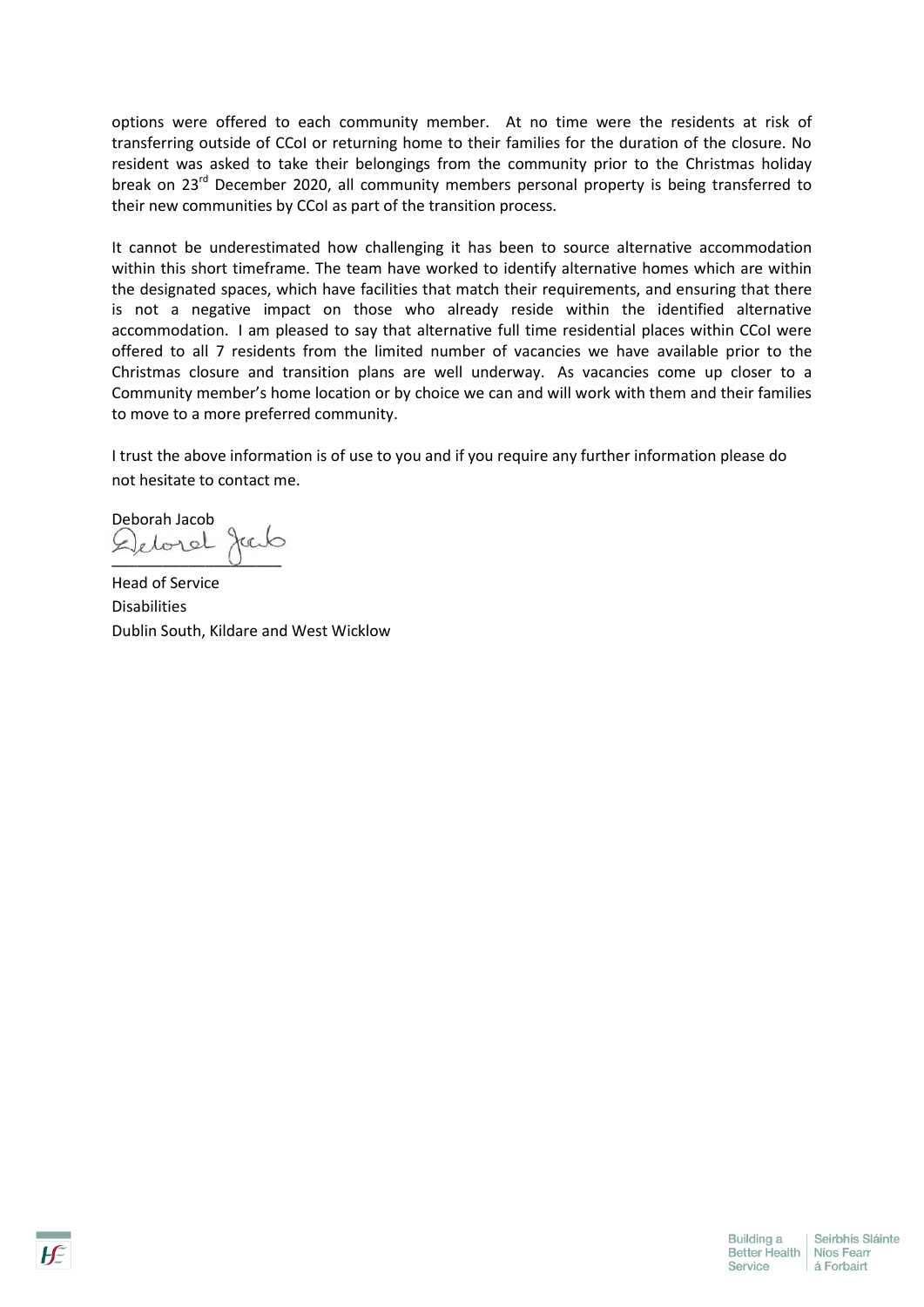options were offered to each community member. At no time were the residents at risk of transferring outside of CCoI or returning home to their families for the duration of the closure. No resident was asked to take their belongings from the community prior to the Christmas holiday break on 23rd December 2020, all community members personal property is being transferred to their new communities by CCoI as part of the transition process.

It cannot be underestimated how challenging it has been to source alternative accommodation within this short timeframe. The team have worked to identify alternative homes which are within the designated spaces, which have facilities that match their requirements, and ensuring that there is not a negative impact on those who already reside within the identified alternative accommodation. I am pleased to say that alternative full time residential places within CCoI were offered to all 7 residents from the limited number of vacancies we have available prior to the Christmas closure and transition plans are well underway. As vacancies come up closer to a Community member's home location or by choice we can and will work with them and their families to move to a more preferred community.

I trust the above information is of use to you and if you require any further information please do not hesitate to contact me.

Deborah Jacob

Head of Service
Disabilities
Dublin South, Kildare and West Wicklow